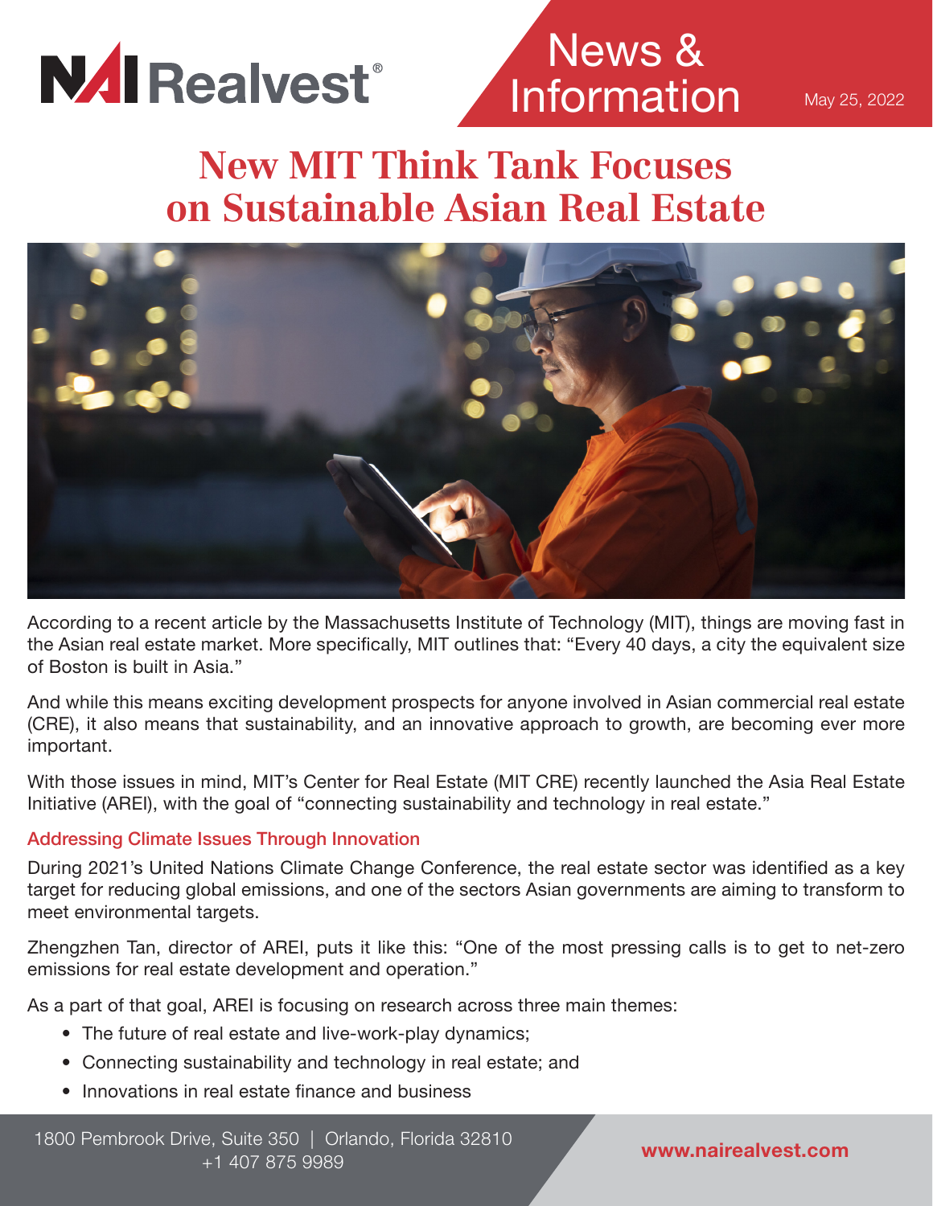NAI Realvest®

News & Information

May 25, 2022

# New MIT Think Tank Focuses on Sustainable Asian Real Estate

According to a recent article by the Massachusetts Institute of Technology (MIT), things are moving fast in the Asian real estate market. More specifically, MIT outlines that: "Every 40 days, a city the equivalent size of Boston is built in Asia."

And while this means exciting development prospects for anyone involved in Asian commercial real estate (CRE), it also means that sustainability, and an innovative approach to growth, are becoming ever more important.

With those issues in mind, MIT's Center for Real Estate (MIT CRE) recently launched the Asia Real Estate Initiative (AREI), with the goal of "connecting sustainability and technology in real estate."

## Addressing Climate Issues Through Innovation

During 2021's United Nations Climate Change Conference, the real estate sector was identified as a key target for reducing global emissions, and one of the sectors Asian governments are aiming to transform to meet environmental targets.

Zhengzhen Tan, director of AREI, puts it like this: "One of the most pressing calls is to get to net-zero emissions for real estate development and operation."

As a part of that goal, AREI is focusing on research across three main themes:

- The future of real estate and live-work-play dynamics;
- Connecting sustainability and technology in real estate; and
- Innovations in real estate finance and business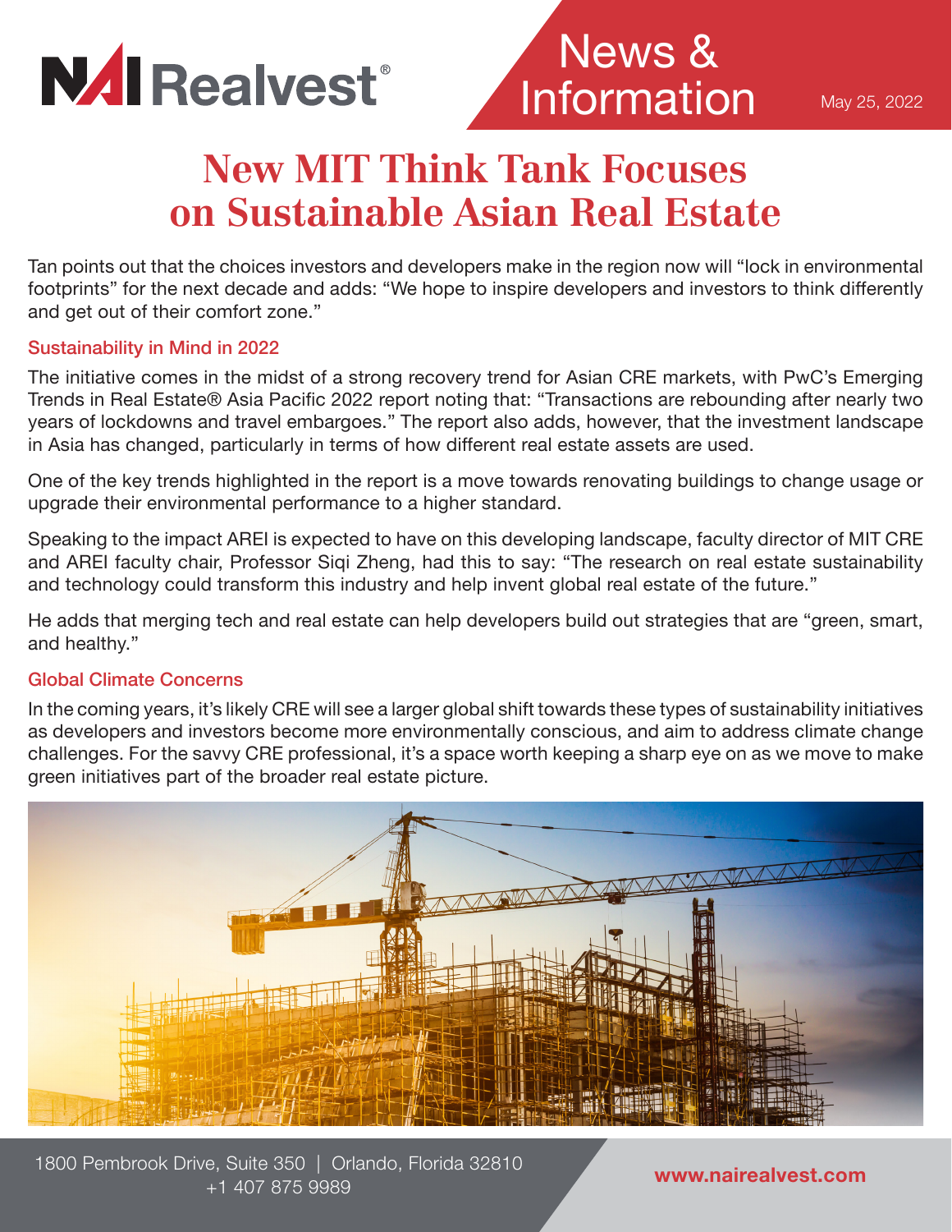# New MIT Think Tank Focuses on Sustainable Asian Real Estate

Tan points out that the choices investors and developers make in the region now will "lock in environmental footprints" for the next decade and adds: "We hope to inspire developers and investors to think differently and get out of their comfort zone."

### Sustainability in Mind in 2022

The initiative comes in the midst of a strong recovery trend for Asian CRE markets, with PwC's Emerging Trends in Real Estate® Asia Pacific 2022 report noting that: "Transactions are rebounding after nearly two years of lockdowns and travel embargoes." The report also adds, however, that the investment landscape in Asia has changed, particularly in terms of how different real estate assets are used.

One of the key trends highlighted in the report is a move towards renovating buildings to change usage or upgrade their environmental performance to a higher standard.

Speaking to the impact AREI is expected to have on this developing landscape, faculty director of MIT CRE and AREI faculty chair, Professor Siqi Zheng, had this to say: "The research on real estate sustainability and technology could transform this industry and help invent global real estate of the future."

He adds that merging tech and real estate can help developers build out strategies that are "green, smart, and healthy."

### Global Climate Concerns

In the coming years, it's likely CRE will see a larger global shift towards these types of sustainability initiatives as developers and investors become more environmentally conscious, and aim to address climate change challenges. For the savvy CRE professional, it's a space worth keeping a sharp eye on as we move to make green initiatives part of the broader real estate picture.